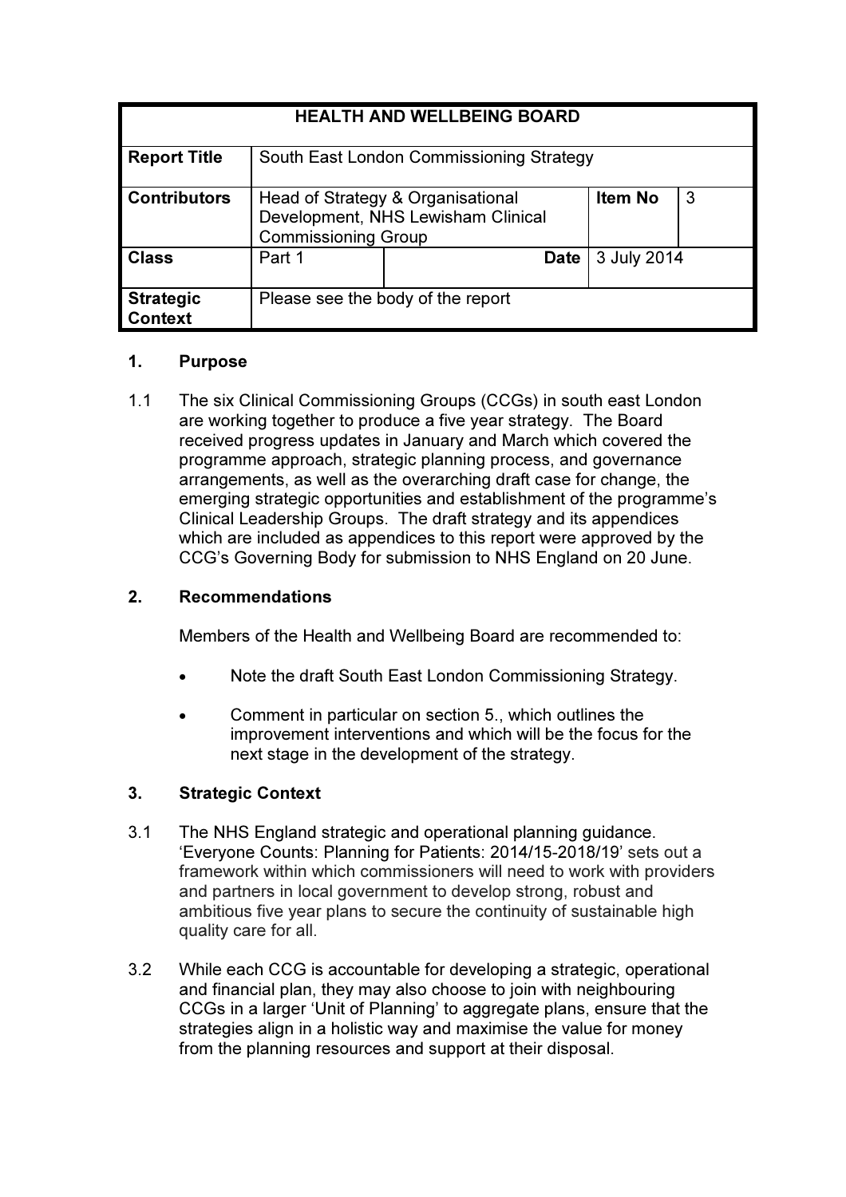| HEALTH AND WELLBEING BOARD | | | | |
| --- | --- | --- | --- | --- |
| **Report Title** | South East London Commissioning Strategy | | | |
| **Contributors** | Head of Strategy & Organisational Development, NHS Lewisham Clinical Commissioning Group | | **Item No** | 3 |
| **Class** | Part 1 | **Date** | 3 July 2014 | |
| **Strategic Context** | Please see the body of the report | | | |

## 1. Purpose

1.1 The six Clinical Commissioning Groups (CCGs) in south east London are working together to produce a five year strategy. The Board received progress updates in January and March which covered the programme approach, strategic planning process, and governance arrangements, as well as the overarching draft case for change, the emerging strategic opportunities and establishment of the programme's Clinical Leadership Groups. The draft strategy and its appendices which are included as appendices to this report were approved by the CCG's Governing Body for submission to NHS England on 20 June.

## 2. Recommendations

Members of the Health and Wellbeing Board are recommended to:

- Note the draft South East London Commissioning Strategy.
- Comment in particular on section 5., which outlines the improvement interventions and which will be the focus for the next stage in the development of the strategy.

## 3. Strategic Context

3.1 The NHS England strategic and operational planning guidance. 'Everyone Counts: Planning for Patients: 2014/15-2018/19' sets out a framework within which commissioners will need to work with providers and partners in local government to develop strong, robust and ambitious five year plans to secure the continuity of sustainable high quality care for all.

3.2 While each CCG is accountable for developing a strategic, operational and financial plan, they may also choose to join with neighbouring CCGs in a larger 'Unit of Planning' to aggregate plans, ensure that the strategies align in a holistic way and maximise the value for money from the planning resources and support at their disposal.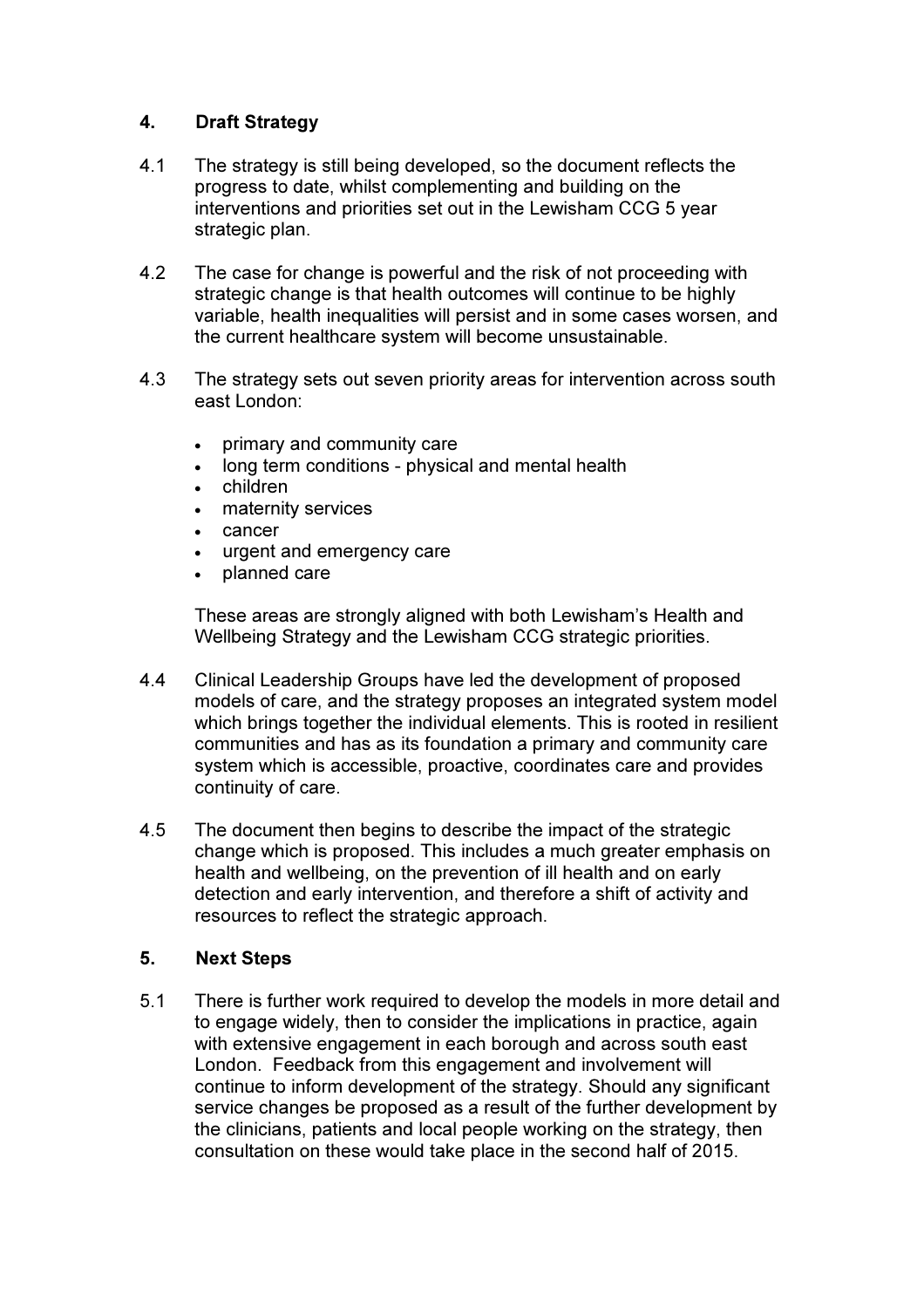## 4. Draft Strategy

4.1 The strategy is still being developed, so the document reflects the progress to date, whilst complementing and building on the interventions and priorities set out in the Lewisham CCG 5 year strategic plan.

4.2 The case for change is powerful and the risk of not proceeding with strategic change is that health outcomes will continue to be highly variable, health inequalities will persist and in some cases worsen, and the current healthcare system will become unsustainable.

4.3 The strategy sets out seven priority areas for intervention across south east London:

- primary and community care
- long term conditions - physical and mental health
- children
- maternity services
- cancer
- urgent and emergency care
- planned care

These areas are strongly aligned with both Lewisham's Health and Wellbeing Strategy and the Lewisham CCG strategic priorities.

4.4 Clinical Leadership Groups have led the development of proposed models of care, and the strategy proposes an integrated system model which brings together the individual elements. This is rooted in resilient communities and has as its foundation a primary and community care system which is accessible, proactive, coordinates care and provides continuity of care.

4.5 The document then begins to describe the impact of the strategic change which is proposed. This includes a much greater emphasis on health and wellbeing, on the prevention of ill health and on early detection and early intervention, and therefore a shift of activity and resources to reflect the strategic approach.

## 5. Next Steps

5.1 There is further work required to develop the models in more detail and to engage widely, then to consider the implications in practice, again with extensive engagement in each borough and across south east London. Feedback from this engagement and involvement will continue to inform development of the strategy. Should any significant service changes be proposed as a result of the further development by the clinicians, patients and local people working on the strategy, then consultation on these would take place in the second half of 2015.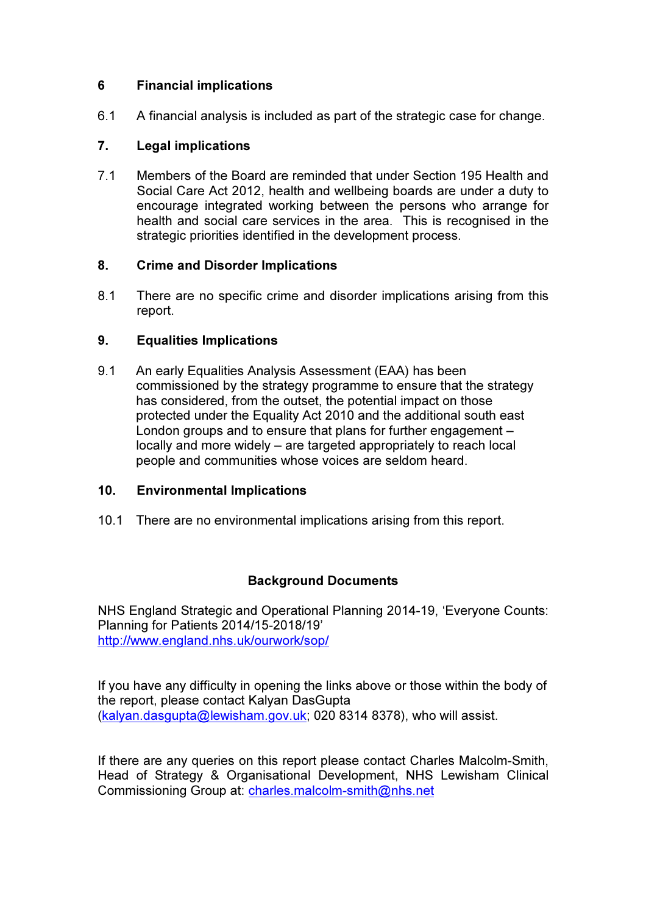## 6 Financial implications

6.1 A financial analysis is included as part of the strategic case for change.

## 7. Legal implications

7.1 Members of the Board are reminded that under Section 195 Health and Social Care Act 2012, health and wellbeing boards are under a duty to encourage integrated working between the persons who arrange for health and social care services in the area. This is recognised in the strategic priorities identified in the development process.

## 8. Crime and Disorder Implications

8.1 There are no specific crime and disorder implications arising from this report.

## 9. Equalities Implications

9.1 An early Equalities Analysis Assessment (EAA) has been commissioned by the strategy programme to ensure that the strategy has considered, from the outset, the potential impact on those protected under the Equality Act 2010 and the additional south east London groups and to ensure that plans for further engagement – locally and more widely – are targeted appropriately to reach local people and communities whose voices are seldom heard.

## 10. Environmental Implications

10.1 There are no environmental implications arising from this report.

### Background Documents

NHS England Strategic and Operational Planning 2014-19, 'Everyone Counts: Planning for Patients 2014/15-2018/19'
http://www.england.nhs.uk/ourwork/sop/

If you have any difficulty in opening the links above or those within the body of the report, please contact Kalyan DasGupta (kalyan.dasgupta@lewisham.gov.uk; 020 8314 8378), who will assist.

If there are any queries on this report please contact Charles Malcolm-Smith, Head of Strategy & Organisational Development, NHS Lewisham Clinical Commissioning Group at: charles.malcolm-smith@nhs.net